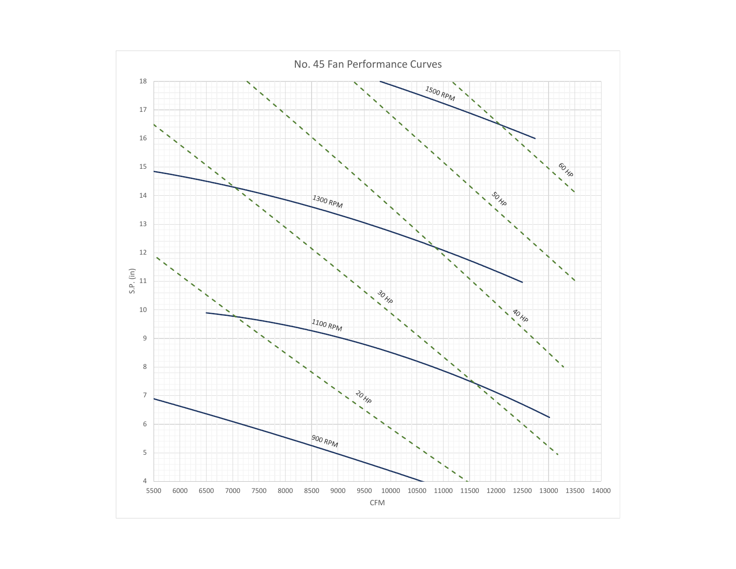# No. 45 Fan Performance Curves

S.P. (in)

18
17
16
15
14
13
12
11
10
9
8
7
6
5
4

5500 6000 6500 7000 7500 8000 8500 9000 9500 10000 10500 11000 11500 12000 12500 13000 13500 14000

CFM

1500 RPM
1300 RPM
1100 RPM
900 RPM

20 HP
30 HP
40 HP
50 HP
60 HP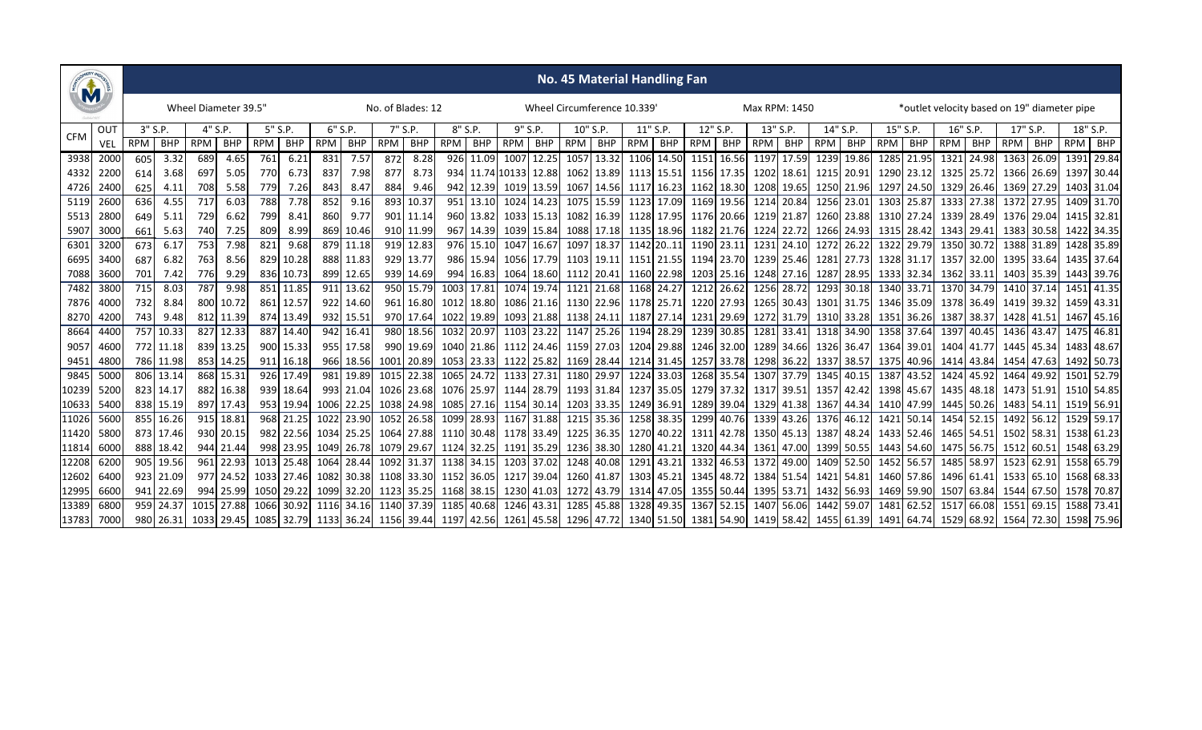# No. 45 Material Handling Fan

Wheel Diameter 39.5" | No. of Blades: 12 | Wheel Circumference 10.339' | Max RPM: 1450 | *outlet velocity based on 19" diameter pipe

| CFM | OUT VEL | 3" S.P. | | 4" S.P. | | 5" S.P. | | 6" S.P. | | 7" S.P. | | 8" S.P. | | 9" S.P. | | 10" S.P. | | 11" S.P. | | 12" S.P. | | 13" S.P. | | 14" S.P. | | 15" S.P. | | 16" S.P. | | 17" S.P. | | 18" S.P. | |
|---|---|---|---|---|---|---|---|---|---|---|---|---|---|---|---|---|---|---|---|---|---|---|---|---|---|---|---|---|---|---|---|---|---|
| | | RPM | BHP | RPM | BHP | RPM | BHP | RPM | BHP | RPM | BHP | RPM | BHP | RPM | BHP | RPM | BHP | RPM | BHP | RPM | BHP | RPM | BHP | RPM | BHP | RPM | BHP | RPM | BHP | RPM | BHP | RPM | BHP |
| 3938 | 2000 | 605 | 3.32 | 689 | 4.65 | 761 | 6.21 | 831 | 7.57 | 872 | 8.28 | 926 | 11.09 | 1007 | 12.25 | 1057 | 13.32 | 1106 | 14.50 | 1151 | 16.56 | 1197 | 17.59 | 1239 | 19.86 | 1285 | 21.95 | 1321 | 24.98 | 1363 | 26.09 | 1391 | 29.84 |
| 4332 | 2200 | 614 | 3.68 | 697 | 5.05 | 770 | 6.73 | 837 | 7.98 | 877 | 8.73 | 934 | 11.74 | 10133 | 12.88 | 1062 | 13.89 | 1113 | 15.51 | 1156 | 17.35 | 1202 | 18.61 | 1215 | 20.91 | 1290 | 23.12 | 1325 | 25.72 | 1366 | 26.69 | 1397 | 30.44 |
| 4726 | 2400 | 625 | 4.11 | 708 | 5.58 | 779 | 7.26 | 843 | 8.47 | 884 | 9.46 | 942 | 12.39 | 1019 | 13.59 | 1067 | 14.56 | 1117 | 16.23 | 1162 | 18.30 | 1208 | 19.65 | 1250 | 21.96 | 1297 | 24.50 | 1329 | 26.46 | 1369 | 27.29 | 1403 | 31.04 |
| 5119 | 2600 | 636 | 4.55 | 717 | 6.03 | 788 | 7.78 | 852 | 9.16 | 893 | 10.37 | 951 | 13.10 | 1024 | 14.23 | 1075 | 15.59 | 1123 | 17.09 | 1169 | 19.56 | 1214 | 20.84 | 1256 | 23.01 | 1303 | 25.87 | 1333 | 27.38 | 1372 | 27.95 | 1409 | 31.70 |
| 5513 | 2800 | 649 | 5.11 | 729 | 6.62 | 799 | 8.41 | 860 | 9.77 | 901 | 11.14 | 960 | 13.82 | 1033 | 15.13 | 1082 | 16.39 | 1128 | 17.95 | 1176 | 20.66 | 1219 | 21.87 | 1260 | 23.88 | 1310 | 27.24 | 1339 | 28.49 | 1376 | 29.04 | 1415 | 32.81 |
| 5907 | 3000 | 661 | 5.63 | 740 | 7.25 | 809 | 8.99 | 869 | 10.46 | 910 | 11.99 | 967 | 14.39 | 1039 | 15.84 | 1088 | 17.18 | 1135 | 18.96 | 1182 | 21.76 | 1224 | 22.72 | 1266 | 24.93 | 1315 | 28.42 | 1343 | 29.41 | 1383 | 30.58 | 1422 | 34.35 |
| 6301 | 3200 | 673 | 6.17 | 753 | 7.98 | 821 | 9.68 | 879 | 11.18 | 919 | 12.83 | 976 | 15.10 | 1047 | 16.67 | 1097 | 18.37 | 1142 | 20..11 | 1190 | 23.11 | 1231 | 24.10 | 1272 | 26.22 | 1322 | 29.79 | 1350 | 30.72 | 1388 | 31.89 | 1428 | 35.89 |
| 6695 | 3400 | 687 | 6.82 | 763 | 8.56 | 829 | 10.28 | 888 | 11.83 | 929 | 13.77 | 986 | 15.94 | 1056 | 17.79 | 1103 | 19.11 | 1151 | 21.55 | 1194 | 23.70 | 1239 | 25.46 | 1281 | 27.73 | 1328 | 31.17 | 1357 | 32.00 | 1395 | 33.64 | 1435 | 37.64 |
| 7088 | 3600 | 701 | 7.42 | 776 | 9.29 | 836 | 10.73 | 899 | 12.65 | 939 | 14.69 | 994 | 16.83 | 1064 | 18.60 | 1112 | 20.41 | 1160 | 22.98 | 1203 | 25.16 | 1248 | 27.16 | 1287 | 28.95 | 1333 | 32.34 | 1362 | 33.11 | 1403 | 35.39 | 1443 | 39.76 |
| 7482 | 3800 | 715 | 8.03 | 787 | 9.98 | 851 | 11.85 | 911 | 13.62 | 950 | 15.79 | 1003 | 17.81 | 1074 | 19.74 | 1121 | 21.68 | 1168 | 24.27 | 1212 | 26.62 | 1256 | 28.72 | 1293 | 30.18 | 1340 | 33.71 | 1370 | 34.79 | 1410 | 37.14 | 1451 | 41.35 |
| 7876 | 4000 | 732 | 8.84 | 800 | 10.72 | 861 | 12.57 | 922 | 14.60 | 961 | 16.80 | 1012 | 18.80 | 1086 | 21.16 | 1130 | 22.96 | 1178 | 25.71 | 1220 | 27.93 | 1265 | 30.43 | 1301 | 31.75 | 1346 | 35.09 | 1378 | 36.49 | 1419 | 39.32 | 1459 | 43.31 |
| 8270 | 4200 | 743 | 9.48 | 812 | 11.39 | 874 | 13.49 | 932 | 15.51 | 970 | 17.64 | 1022 | 19.89 | 1093 | 21.88 | 1138 | 24.11 | 1187 | 27.14 | 1231 | 29.69 | 1272 | 31.79 | 1310 | 33.28 | 1351 | 36.26 | 1387 | 38.37 | 1428 | 41.51 | 1467 | 45.16 |
| 8664 | 4400 | 757 | 10.33 | 827 | 12.33 | 887 | 14.40 | 942 | 16.41 | 980 | 18.56 | 1032 | 20.97 | 1103 | 23.22 | 1147 | 25.26 | 1194 | 28.29 | 1239 | 30.85 | 1281 | 33.41 | 1318 | 34.90 | 1358 | 37.64 | 1397 | 40.45 | 1436 | 43.47 | 1475 | 46.81 |
| 9057 | 4600 | 772 | 11.18 | 839 | 13.25 | 900 | 15.33 | 955 | 17.58 | 990 | 19.69 | 1040 | 21.86 | 1112 | 24.46 | 1159 | 27.03 | 1204 | 29.88 | 1246 | 32.00 | 1289 | 34.66 | 1326 | 36.47 | 1364 | 39.01 | 1404 | 41.77 | 1445 | 45.34 | 1483 | 48.67 |
| 9451 | 4800 | 786 | 11.98 | 853 | 14.25 | 911 | 16.18 | 966 | 18.56 | 1001 | 20.89 | 1053 | 23.33 | 1122 | 25.82 | 1169 | 28.44 | 1214 | 31.45 | 1257 | 33.78 | 1298 | 36.22 | 1337 | 38.57 | 1375 | 40.96 | 1414 | 43.84 | 1454 | 47.63 | 1492 | 50.73 |
| 9845 | 5000 | 806 | 13.14 | 868 | 15.31 | 926 | 17.49 | 981 | 19.89 | 1015 | 22.38 | 1065 | 24.72 | 1133 | 27.31 | 1180 | 29.97 | 1224 | 33.03 | 1268 | 35.54 | 1307 | 37.79 | 1345 | 40.15 | 1387 | 43.52 | 1424 | 45.92 | 1464 | 49.92 | 1501 | 52.79 |
| 10239 | 5200 | 823 | 14.17 | 882 | 16.38 | 939 | 18.64 | 993 | 21.04 | 1026 | 23.68 | 1076 | 25.97 | 1144 | 28.79 | 1193 | 31.84 | 1237 | 35.05 | 1279 | 37.32 | 1317 | 39.51 | 1357 | 42.42 | 1398 | 45.67 | 1435 | 48.18 | 1473 | 51.91 | 1510 | 54.85 |
| 10633 | 5400 | 838 | 15.19 | 897 | 17.43 | 953 | 19.94 | 1006 | 22.25 | 1038 | 24.98 | 1085 | 27.16 | 1154 | 30.14 | 1203 | 33.35 | 1249 | 36.91 | 1289 | 39.04 | 1329 | 41.38 | 1367 | 44.34 | 1410 | 47.99 | 1445 | 50.26 | 1483 | 54.11 | 1519 | 56.91 |
| 11026 | 5600 | 855 | 16.26 | 915 | 18.81 | 968 | 21.25 | 1022 | 23.90 | 1052 | 26.58 | 1099 | 28.93 | 1167 | 31.88 | 1215 | 35.36 | 1258 | 38.35 | 1299 | 40.76 | 1339 | 43.26 | 1376 | 46.12 | 1421 | 50.14 | 1454 | 52.15 | 1492 | 56.12 | 1529 | 59.17 |
| 11420 | 5800 | 873 | 17.46 | 930 | 20.15 | 982 | 22.56 | 1034 | 25.25 | 1064 | 27.88 | 1110 | 30.48 | 1178 | 33.49 | 1225 | 36.35 | 1270 | 40.22 | 1311 | 42.78 | 1350 | 45.13 | 1387 | 48.24 | 1433 | 52.46 | 1465 | 54.51 | 1502 | 58.31 | 1538 | 61.23 |
| 11814 | 6000 | 888 | 18.42 | 944 | 21.44 | 998 | 23.95 | 1049 | 26.78 | 1079 | 29.67 | 1124 | 32.25 | 1191 | 35.29 | 1236 | 38.30 | 1280 | 41.21 | 1320 | 44.34 | 1361 | 47.00 | 1399 | 50.55 | 1443 | 54.60 | 1475 | 56.75 | 1512 | 60.51 | 1548 | 63.29 |
| 12208 | 6200 | 905 | 19.56 | 961 | 22.93 | 1013 | 25.48 | 1064 | 28.44 | 1092 | 31.37 | 1138 | 34.15 | 1203 | 37.02 | 1248 | 40.08 | 1291 | 43.21 | 1332 | 46.53 | 1372 | 49.00 | 1409 | 52.50 | 1452 | 56.57 | 1485 | 58.97 | 1523 | 62.91 | 1558 | 65.79 |
| 12602 | 6400 | 923 | 21.09 | 977 | 24.52 | 1033 | 27.46 | 1082 | 30.38 | 1108 | 33.30 | 1152 | 36.05 | 1217 | 39.04 | 1260 | 41.87 | 1303 | 45.21 | 1345 | 48.72 | 1384 | 51.54 | 1421 | 54.81 | 1460 | 57.86 | 1496 | 61.41 | 1533 | 65.10 | 1568 | 68.33 |
| 12995 | 6600 | 941 | 22.69 | 994 | 25.99 | 1050 | 29.22 | 1099 | 32.20 | 1123 | 35.25 | 1168 | 38.15 | 1230 | 41.03 | 1272 | 43.79 | 1314 | 47.05 | 1355 | 50.44 | 1395 | 53.71 | 1432 | 56.93 | 1469 | 59.90 | 1507 | 63.84 | 1544 | 67.50 | 1578 | 70.87 |
| 13389 | 6800 | 959 | 24.37 | 1015 | 27.88 | 1066 | 30.92 | 1116 | 34.16 | 1140 | 37.39 | 1185 | 40.68 | 1246 | 43.31 | 1285 | 45.88 | 1328 | 49.35 | 1367 | 52.15 | 1407 | 56.06 | 1442 | 59.07 | 1481 | 62.52 | 1517 | 66.08 | 1551 | 69.15 | 1588 | 73.41 |
| 13783 | 7000 | 980 | 26.31 | 1033 | 29.45 | 1085 | 32.79 | 1133 | 36.24 | 1156 | 39.44 | 1197 | 42.56 | 1261 | 45.58 | 1296 | 47.72 | 1340 | 51.50 | 1381 | 54.90 | 1419 | 58.42 | 1455 | 61.39 | 1491 | 64.74 | 1529 | 68.92 | 1564 | 72.30 | 1598 | 75.96 |